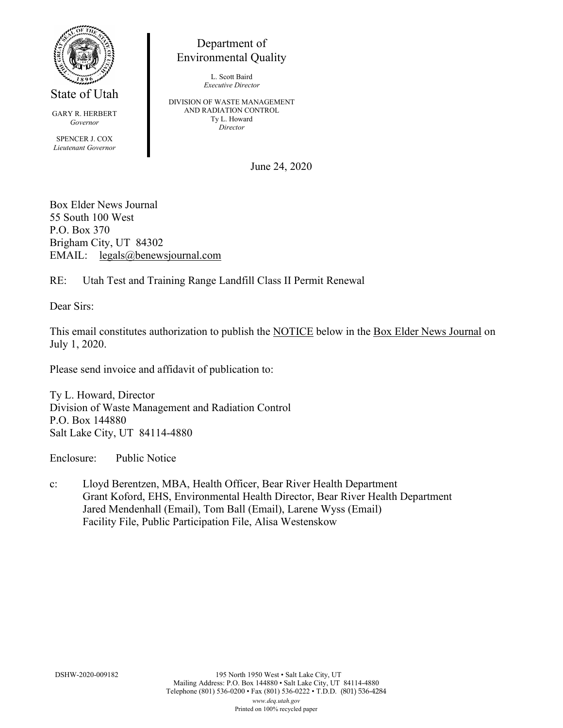State of Utah

GARY R. HERBERT
*Governor*

SPENCER J. COX
*Lieutenant Governor*

Department of
Environmental Quality

L. Scott Baird
*Executive Director*

DIVISION OF WASTE MANAGEMENT
AND RADIATION CONTROL
Ty L. Howard
*Director*

June 24, 2020

Box Elder News Journal
55 South 100 West
P.O. Box 370
Brigham City, UT 84302
EMAIL: legals@benewsjournal.com

RE: Utah Test and Training Range Landfill Class II Permit Renewal

Dear Sirs:

This email constitutes authorization to publish the NOTICE below in the Box Elder News Journal on July 1, 2020.

Please send invoice and affidavit of publication to:

Ty L. Howard, Director
Division of Waste Management and Radiation Control
P.O. Box 144880
Salt Lake City, UT 84114-4880

Enclosure: Public Notice

c: Lloyd Berentzen, MBA, Health Officer, Bear River Health Department
Grant Koford, EHS, Environmental Health Director, Bear River Health Department
Jared Mendenhall (Email), Tom Ball (Email), Larene Wyss (Email)
Facility File, Public Participation File, Alisa Westenskow

DSHW-2020-009182

195 North 1950 West • Salt Lake City, UT
Mailing Address: P.O. Box 144880 • Salt Lake City, UT 84114-4880
Telephone (801) 536-0200 • Fax (801) 536-0222 • T.D.D. (801) 536-4284
*www.deq.utah.gov*
Printed on 100% recycled paper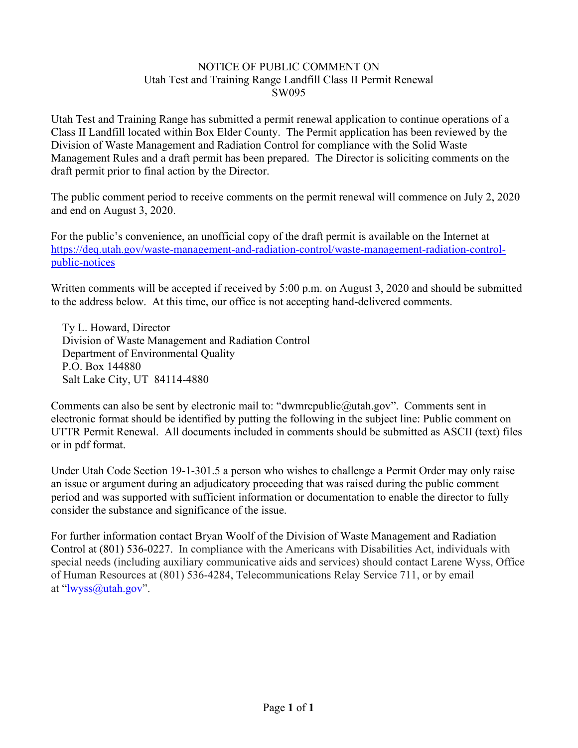# NOTICE OF PUBLIC COMMENT ON
## Utah Test and Training Range Landfill Class II Permit Renewal
## SW095

Utah Test and Training Range has submitted a permit renewal application to continue operations of a Class II Landfill located within Box Elder County. The Permit application has been reviewed by the Division of Waste Management and Radiation Control for compliance with the Solid Waste Management Rules and a draft permit has been prepared. The Director is soliciting comments on the draft permit prior to final action by the Director.

The public comment period to receive comments on the permit renewal will commence on July 2, 2020 and end on August 3, 2020.

For the public's convenience, an unofficial copy of the draft permit is available on the Internet at https://deq.utah.gov/waste-management-and-radiation-control/waste-management-radiation-control-public-notices

Written comments will be accepted if received by 5:00 p.m. on August 3, 2020 and should be submitted to the address below. At this time, our office is not accepting hand-delivered comments.

Ty L. Howard, Director
Division of Waste Management and Radiation Control
Department of Environmental Quality
P.O. Box 144880
Salt Lake City, UT 84114-4880

Comments can also be sent by electronic mail to: "dwmrcpublic@utah.gov". Comments sent in electronic format should be identified by putting the following in the subject line: Public comment on UTTR Permit Renewal. All documents included in comments should be submitted as ASCII (text) files or in pdf format.

Under Utah Code Section 19-1-301.5 a person who wishes to challenge a Permit Order may only raise an issue or argument during an adjudicatory proceeding that was raised during the public comment period and was supported with sufficient information or documentation to enable the director to fully consider the substance and significance of the issue.

For further information contact Bryan Woolf of the Division of Waste Management and Radiation Control at (801) 536-0227. In compliance with the Americans with Disabilities Act, individuals with special needs (including auxiliary communicative aids and services) should contact Larene Wyss, Office of Human Resources at (801) 536-4284, Telecommunications Relay Service 711, or by email at "lwyss@utah.gov".